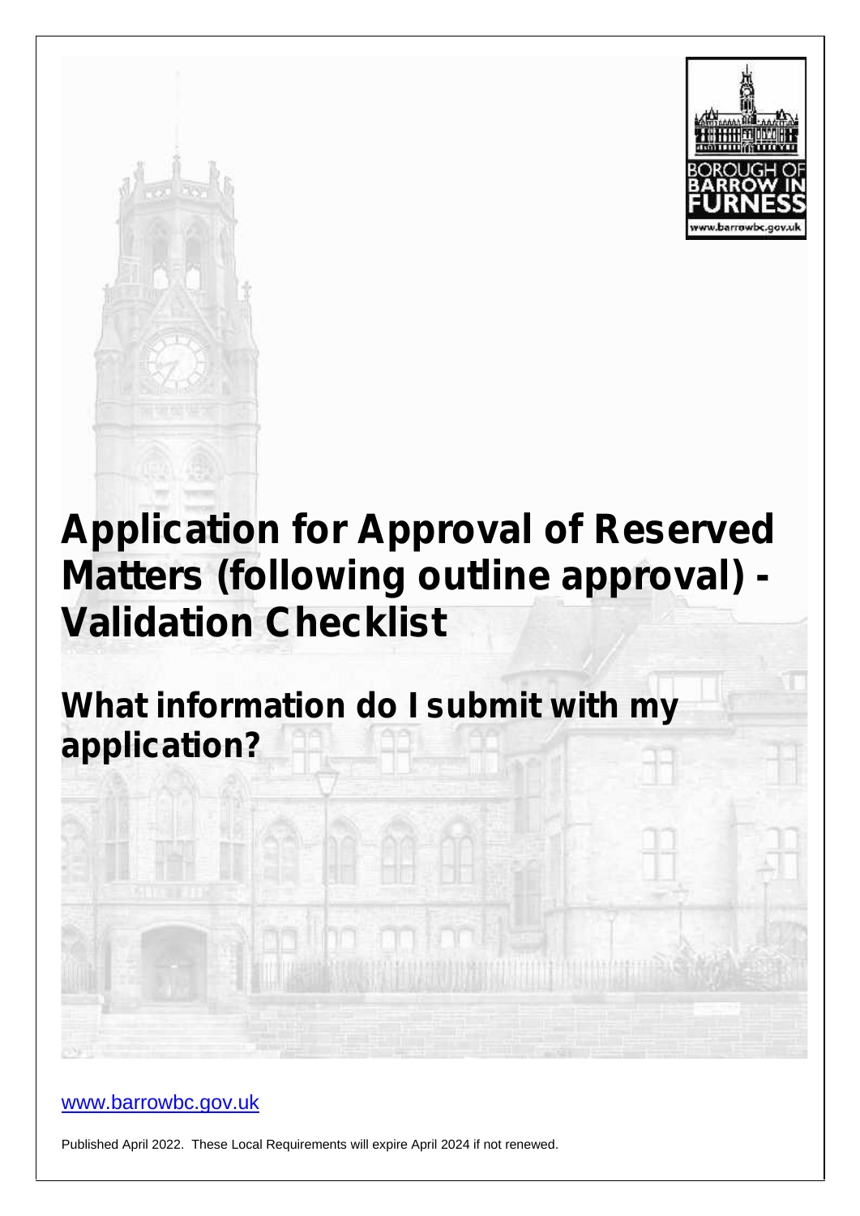# Application for Approval of Reserved Matters (following outline approval) - Validation Checklist

## What information do I submit with my application?

www.barrowbc.gov.uk

Published April 2022. These Local Requirements will expire April 2024 if not renewed.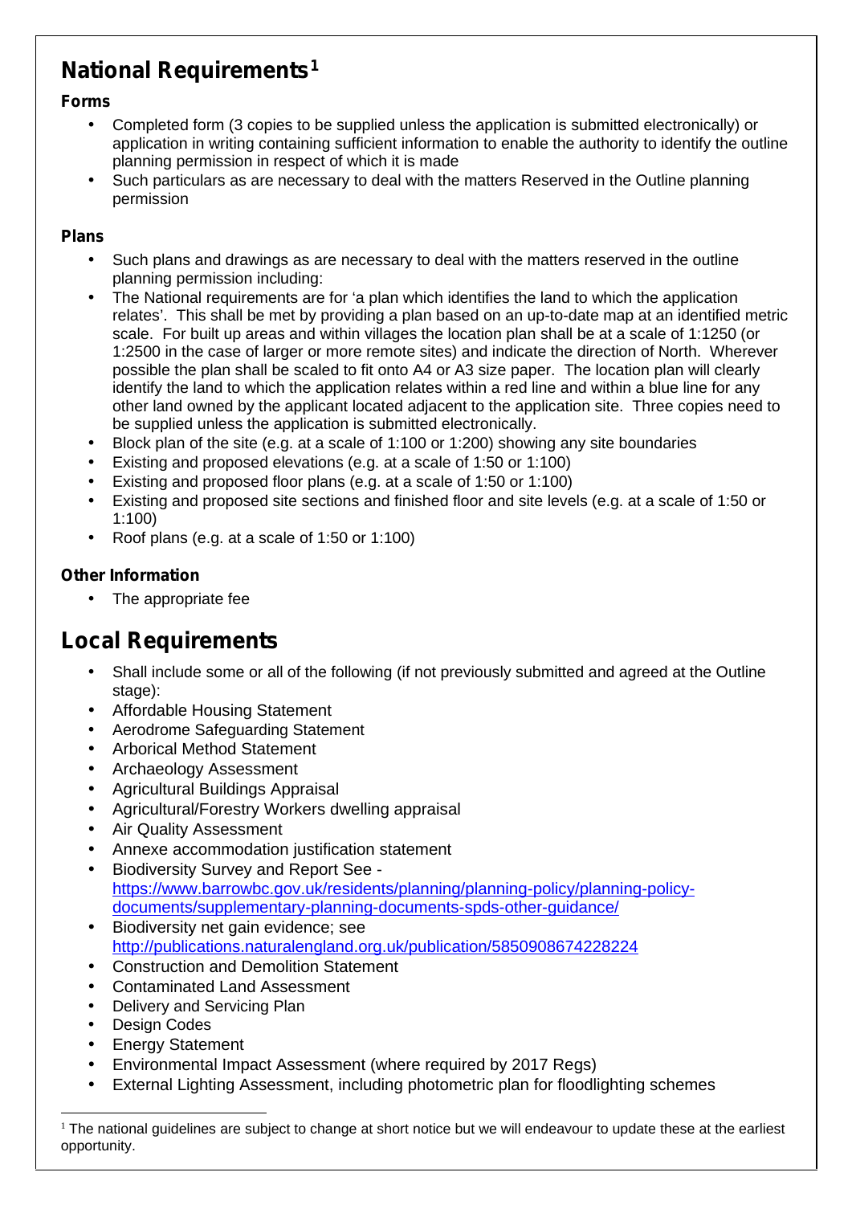## National Requirements[1]

**Forms**

- Completed form (3 copies to be supplied unless the application is submitted electronically) or application in writing containing sufficient information to enable the authority to identify the outline planning permission in respect of which it is made
- Such particulars as are necessary to deal with the matters Reserved in the Outline planning permission

**Plans**

- Such plans and drawings as are necessary to deal with the matters reserved in the outline planning permission including:
- The National requirements are for 'a plan which identifies the land to which the application relates'. This shall be met by providing a plan based on an up-to-date map at an identified metric scale. For built up areas and within villages the location plan shall be at a scale of 1:1250 (or 1:2500 in the case of larger or more remote sites) and indicate the direction of North. Wherever possible the plan shall be scaled to fit onto A4 or A3 size paper. The location plan will clearly identify the land to which the application relates within a red line and within a blue line for any other land owned by the applicant located adjacent to the application site. Three copies need to be supplied unless the application is submitted electronically.
- Block plan of the site (e.g. at a scale of 1:100 or 1:200) showing any site boundaries
- Existing and proposed elevations (e.g. at a scale of 1:50 or 1:100)
- Existing and proposed floor plans (e.g. at a scale of 1:50 or 1:100)
- Existing and proposed site sections and finished floor and site levels (e.g. at a scale of 1:50 or 1:100)
- Roof plans (e.g. at a scale of 1:50 or 1:100)

**Other Information**

- The appropriate fee

## Local Requirements

- Shall include some or all of the following (if not previously submitted and agreed at the Outline stage):
- Affordable Housing Statement
- Aerodrome Safeguarding Statement
- Arborical Method Statement
- Archaeology Assessment
- Agricultural Buildings Appraisal
- Agricultural/Forestry Workers dwelling appraisal
- Air Quality Assessment
- Annexe accommodation justification statement
- Biodiversity Survey and Report See - https://www.barrowbc.gov.uk/residents/planning/planning-policy/planning-policy-documents/supplementary-planning-documents-spds-other-guidance/
- Biodiversity net gain evidence; see http://publications.naturalengland.org.uk/publication/5850908674228224
- Construction and Demolition Statement
- Contaminated Land Assessment
- Delivery and Servicing Plan
- Design Codes
- Energy Statement
- Environmental Impact Assessment (where required by 2017 Regs)
- External Lighting Assessment, including photometric plan for floodlighting schemes

[1] The national guidelines are subject to change at short notice but we will endeavour to update these at the earliest opportunity.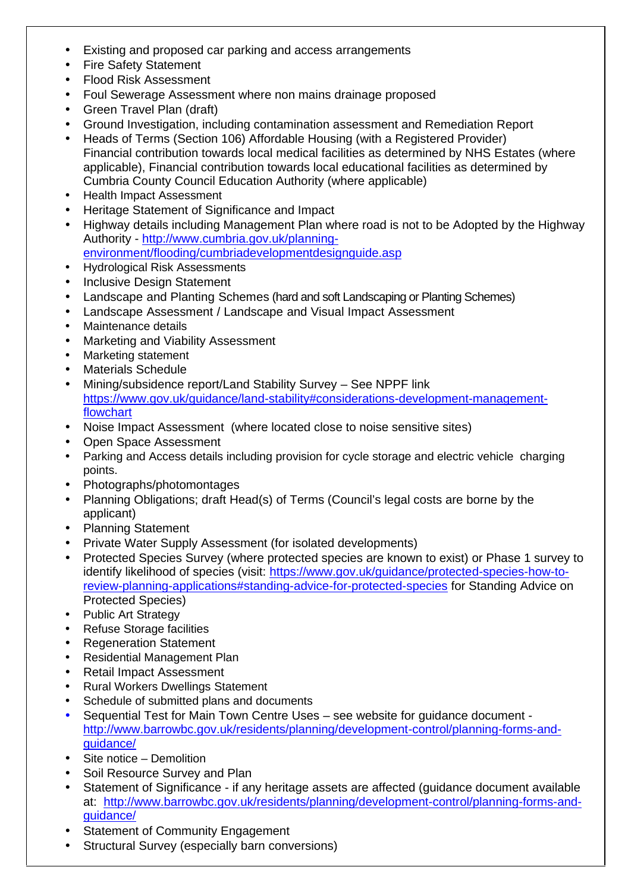- Existing and proposed car parking and access arrangements
- Fire Safety Statement
- Flood Risk Assessment
- Foul Sewerage Assessment where non mains drainage proposed
- Green Travel Plan (draft)
- Ground Investigation, including contamination assessment and Remediation Report
- Heads of Terms (Section 106) Affordable Housing (with a Registered Provider) Financial contribution towards local medical facilities as determined by NHS Estates (where applicable), Financial contribution towards local educational facilities as determined by Cumbria County Council Education Authority (where applicable)
- Health Impact Assessment
- Heritage Statement of Significance and Impact
- Highway details including Management Plan where road is not to be Adopted by the Highway Authority - [http://www.cumbria.gov.uk/planning-environment/flooding/cumbriadevelopmentdesignguide.asp](http://www.cumbria.gov.uk/planning-environment/flooding/cumbriadevelopmentdesignguide.asp)
- Hydrological Risk Assessments
- Inclusive Design Statement
- Landscape and Planting Schemes (hard and soft Landscaping or Planting Schemes)
- Landscape Assessment / Landscape and Visual Impact Assessment
- Maintenance details
- Marketing and Viability Assessment
- Marketing statement
- Materials Schedule
- Mining/subsidence report/Land Stability Survey – See NPPF link [https://www.gov.uk/guidance/land-stability#considerations-development-management-flowchart](https://www.gov.uk/guidance/land-stability#considerations-development-management-flowchart)
- Noise Impact Assessment (where located close to noise sensitive sites)
- Open Space Assessment
- Parking and Access details including provision for cycle storage and electric vehicle charging points.
- Photographs/photomontages
- Planning Obligations; draft Head(s) of Terms (Council's legal costs are borne by the applicant)
- Planning Statement
- Private Water Supply Assessment (for isolated developments)
- Protected Species Survey (where protected species are known to exist) or Phase 1 survey to identify likelihood of species (visit: [https://www.gov.uk/guidance/protected-species-how-to-review-planning-applications#standing-advice-for-protected-species](https://www.gov.uk/guidance/protected-species-how-to-review-planning-applications#standing-advice-for-protected-species) for Standing Advice on Protected Species)
- Public Art Strategy
- Refuse Storage facilities
- Regeneration Statement
- Residential Management Plan
- Retail Impact Assessment
- Rural Workers Dwellings Statement
- Schedule of submitted plans and documents
- Sequential Test for Main Town Centre Uses – see website for guidance document - [http://www.barrowbc.gov.uk/residents/planning/development-control/planning-forms-and-guidance/](http://www.barrowbc.gov.uk/residents/planning/development-control/planning-forms-and-guidance/)
- Site notice – Demolition
- Soil Resource Survey and Plan
- Statement of Significance - if any heritage assets are affected (guidance document available at: [http://www.barrowbc.gov.uk/residents/planning/development-control/planning-forms-and-guidance/](http://www.barrowbc.gov.uk/residents/planning/development-control/planning-forms-and-guidance/)
- Statement of Community Engagement
- Structural Survey (especially barn conversions)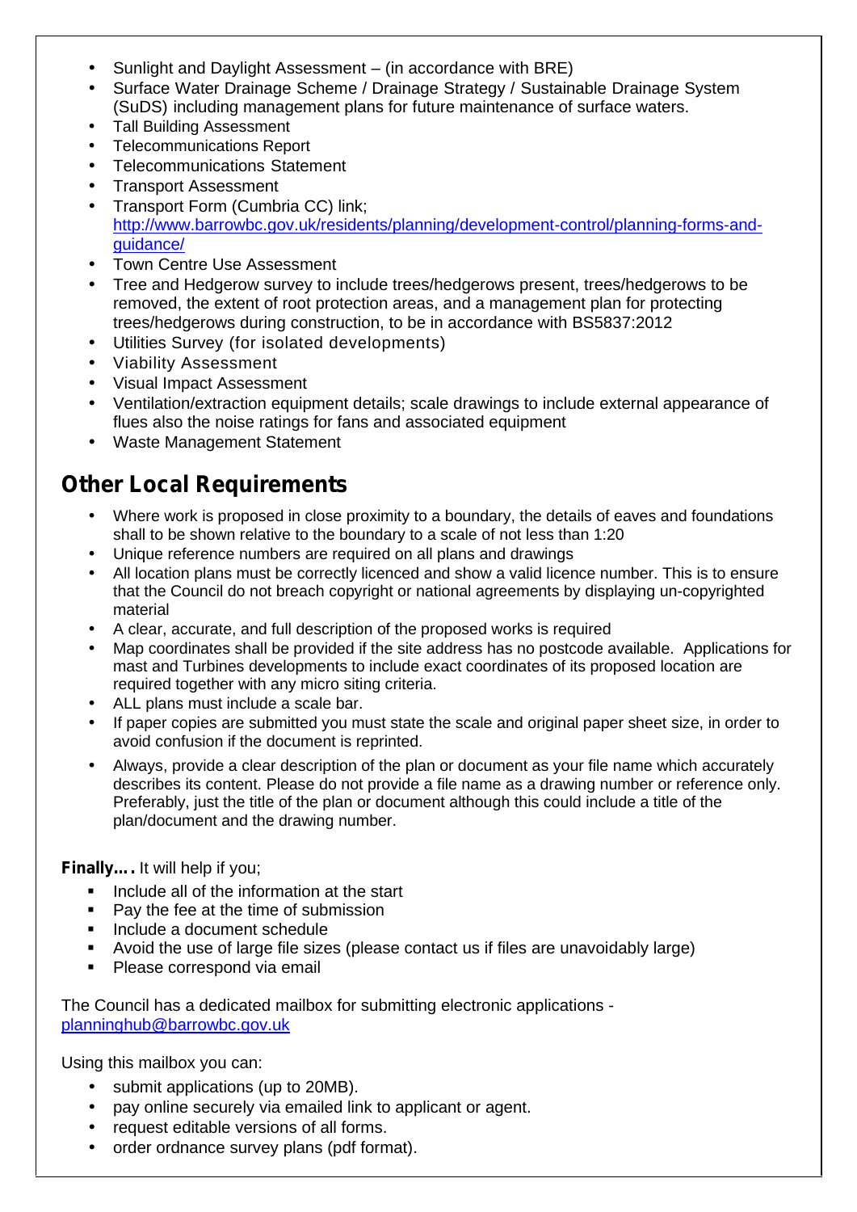- Sunlight and Daylight Assessment – (in accordance with BRE)
- Surface Water Drainage Scheme / Drainage Strategy / Sustainable Drainage System (SuDS) including management plans for future maintenance of surface waters.
- Tall Building Assessment
- Telecommunications Report
- Telecommunications Statement
- Transport Assessment
- Transport Form (Cumbria CC) link; [http://www.barrowbc.gov.uk/residents/planning/development-control/planning-forms-and-guidance/](http://www.barrowbc.gov.uk/residents/planning/development-control/planning-forms-and-guidance/)
- Town Centre Use Assessment
- Tree and Hedgerow survey to include trees/hedgerows present, trees/hedgerows to be removed, the extent of root protection areas, and a management plan for protecting trees/hedgerows during construction, to be in accordance with BS5837:2012
- Utilities Survey (for isolated developments)
- Viability Assessment
- Visual Impact Assessment
- Ventilation/extraction equipment details; scale drawings to include external appearance of flues also the noise ratings for fans and associated equipment
- Waste Management Statement

## Other Local Requirements

- Where work is proposed in close proximity to a boundary, the details of eaves and foundations shall to be shown relative to the boundary to a scale of not less than 1:20
- Unique reference numbers are required on all plans and drawings
- All location plans must be correctly licenced and show a valid licence number. This is to ensure that the Council do not breach copyright or national agreements by displaying un-copyrighted material
- A clear, accurate, and full description of the proposed works is required
- Map coordinates shall be provided if the site address has no postcode available. Applications for mast and Turbines developments to include exact coordinates of its proposed location are required together with any micro siting criteria.
- ALL plans must include a scale bar.
- If paper copies are submitted you must state the scale and original paper sheet size, in order to avoid confusion if the document is reprinted.
- Always, provide a clear description of the plan or document as your file name which accurately describes its content. Please do not provide a file name as a drawing number or reference only. Preferably, just the title of the plan or document although this could include a title of the plan/document and the drawing number.

**Finally….** It will help if you;

- Include all of the information at the start
- Pay the fee at the time of submission
- Include a document schedule
- Avoid the use of large file sizes (please contact us if files are unavoidably large)
- Please correspond via email

The Council has a dedicated mailbox for submitting electronic applications - [planninghub@barrowbc.gov.uk](mailto:planninghub@barrowbc.gov.uk)

Using this mailbox you can:

- submit applications (up to 20MB).
- pay online securely via emailed link to applicant or agent.
- request editable versions of all forms.
- order ordnance survey plans (pdf format).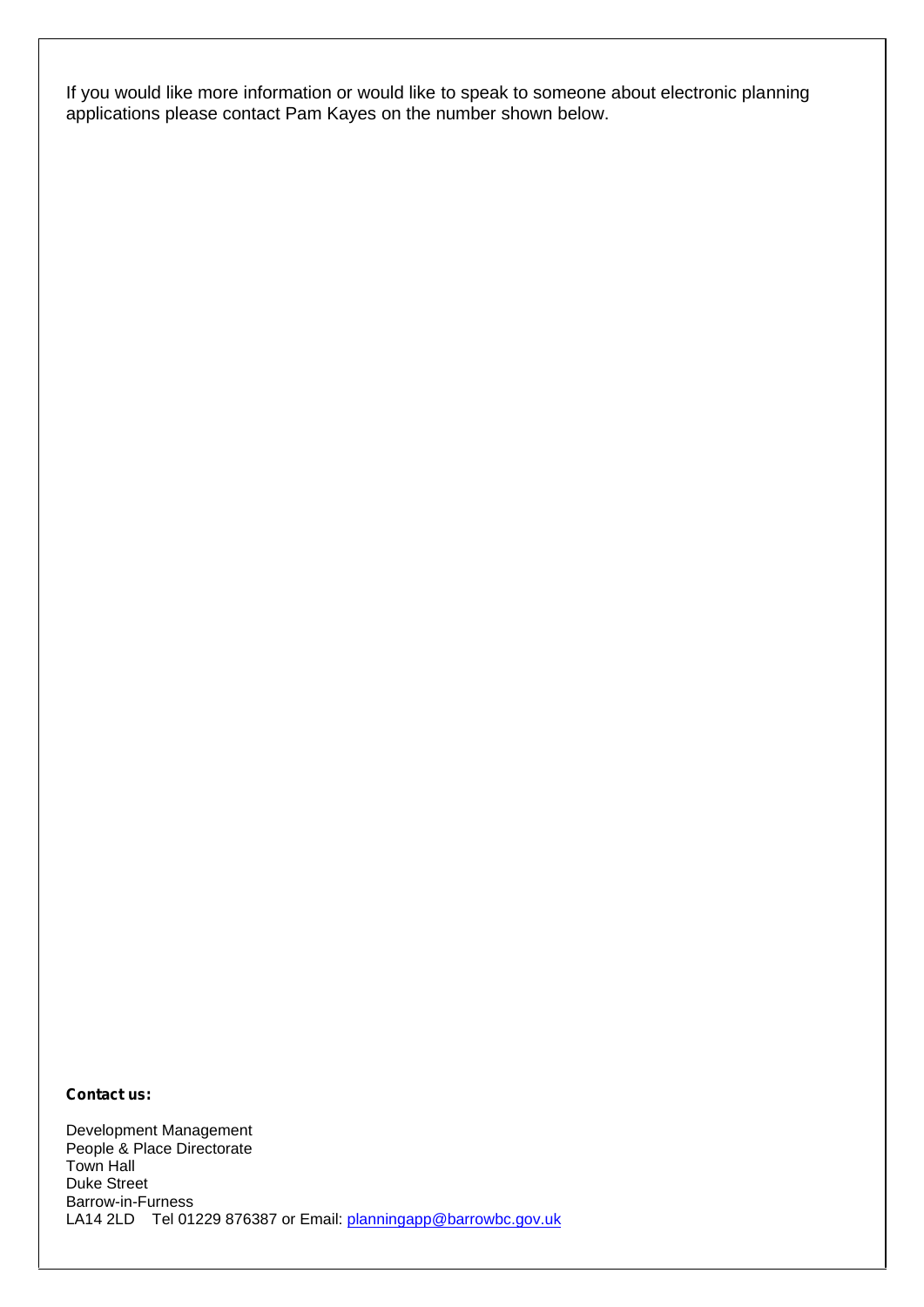If you would like more information or would like to speak to someone about electronic planning applications please contact Pam Kayes on the number shown below.

**Contact us:**

Development Management
People & Place Directorate
Town Hall
Duke Street
Barrow-in-Furness
LA14 2LD    Tel 01229 876387 or Email: planningapp@barrowbc.gov.uk